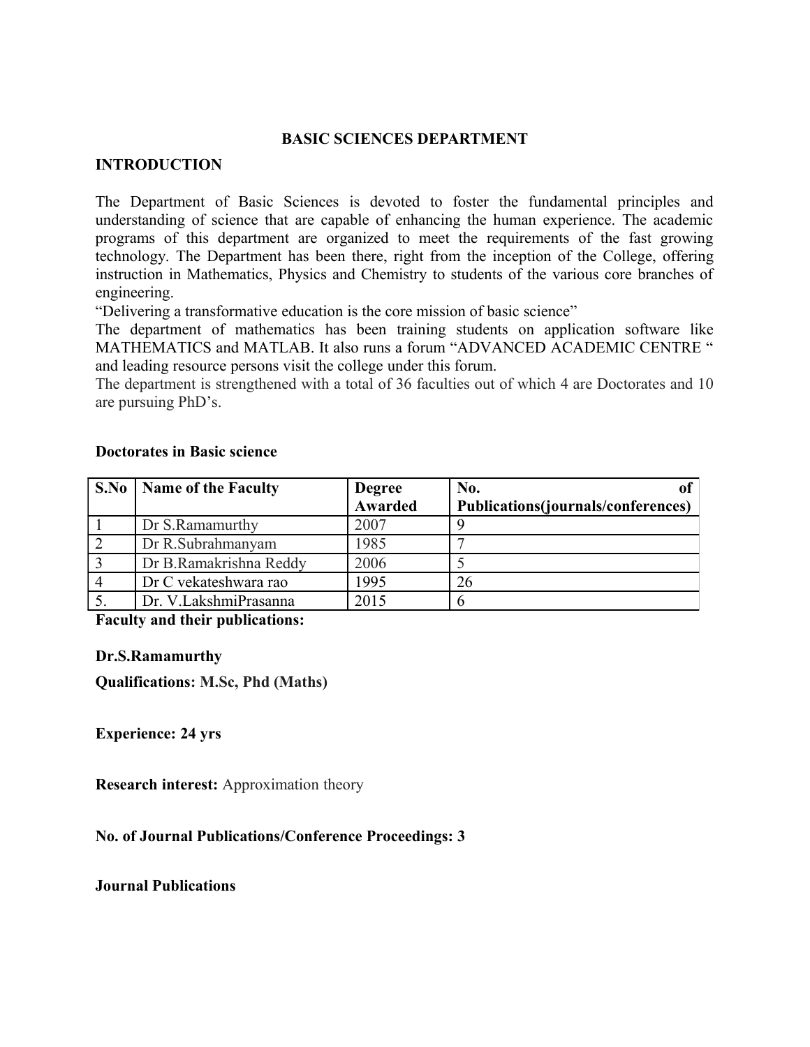# BASIC SCIENCES DEPARTMENT

## INTRODUCTION

The Department of Basic Sciences is devoted to foster the fundamental principles and understanding of science that are capable of enhancing the human experience. The academic programs of this department are organized to meet the requirements of the fast growing technology. The Department has been there, right from the inception of the College, offering instruction in Mathematics, Physics and Chemistry to students of the various core branches of engineering.

"Delivering a transformative education is the core mission of basic science"

The department of mathematics has been training students on application software like MATHEMATICS and MATLAB. It also runs a forum "ADVANCED ACADEMIC CENTRE " and leading resource persons visit the college under this forum.

The department is strengthened with a total of 36 faculties out of which 4 are Doctorates and 10 are pursuing PhD's.

**Doctorates in Basic science**

| S.No | Name of the Faculty | Degree Awarded | No. of Publications(journals/conferences) |
|---|---|---|---|
| 1 | Dr S.Ramamurthy | 2007 | 9 |
| 2 | Dr R.Subrahmanyam | 1985 | 7 |
| 3 | Dr B.Ramakrishna Reddy | 2006 | 5 |
| 4 | Dr C vekateshwara rao | 1995 | 26 |
| 5. | Dr. V.LakshmiPrasanna | 2015 | 6 |

**Faculty and their publications:**

**Dr.S.Ramamurthy**

**Qualifications: M.Sc, Phd (Maths)**

**Experience: 24 yrs**

**Research interest:** Approximation theory

**No. of Journal Publications/Conference Proceedings: 3**

**Journal Publications**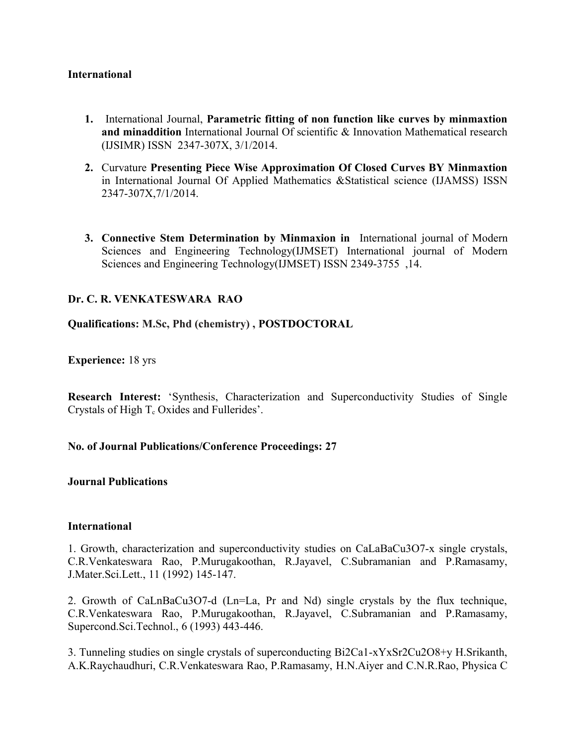**International**

1. International Journal, **Parametric fitting of non function like curves by minmaxtion and minaddition** International Journal Of scientific & Innovation Mathematical research (IJSIMR) ISSN 2347-307X, 3/1/2014.

2. Curvature **Presenting Piece Wise Approximation Of Closed Curves BY Minmaxtion** in International Journal Of Applied Mathematics &Statistical science (IJAMSS) ISSN 2347-307X,7/1/2014.

3. **Connective Stem Determination by Minmaxion in** International journal of Modern Sciences and Engineering Technology(IJMSET) International journal of Modern Sciences and Engineering Technology(IJMSET) ISSN 2349-3755 ,14.

**Dr. C. R. VENKATESWARA RAO**

**Qualifications: M.Sc, Phd (chemistry) , POSTDOCTORAL**

**Experience:** 18 yrs

**Research Interest:** 'Synthesis, Characterization and Superconductivity Studies of Single Crystals of High $T_c$ Oxides and Fullerides'.

**No. of Journal Publications/Conference Proceedings: 27**

**Journal Publications**

**International**

1. Growth, characterization and superconductivity studies on $CaLaBaCu_3O_{7-x}$ single crystals, C.R.Venkateswara Rao, P.Murugakoothan, R.Jayavel, C.Subramanian and P.Ramasamy, J.Mater.Sci.Lett., 11 (1992) 145-147.

2. Growth of $CaLnBaCu_3O_{7-d}$ (Ln=La, Pr and Nd) single crystals by the flux technique, C.R.Venkateswara Rao, P.Murugakoothan, R.Jayavel, C.Subramanian and P.Ramasamy, Supercond.Sci.Technol., 6 (1993) 443-446.

3. Tunneling studies on single crystals of superconducting $Bi_2Ca_{1-x}Y_xSr_2Cu_2O_{8+y}$ H.Srikanth, A.K.Raychaudhuri, C.R.Venkateswara Rao, P.Ramasamy, H.N.Aiyer and C.N.R.Rao, Physica C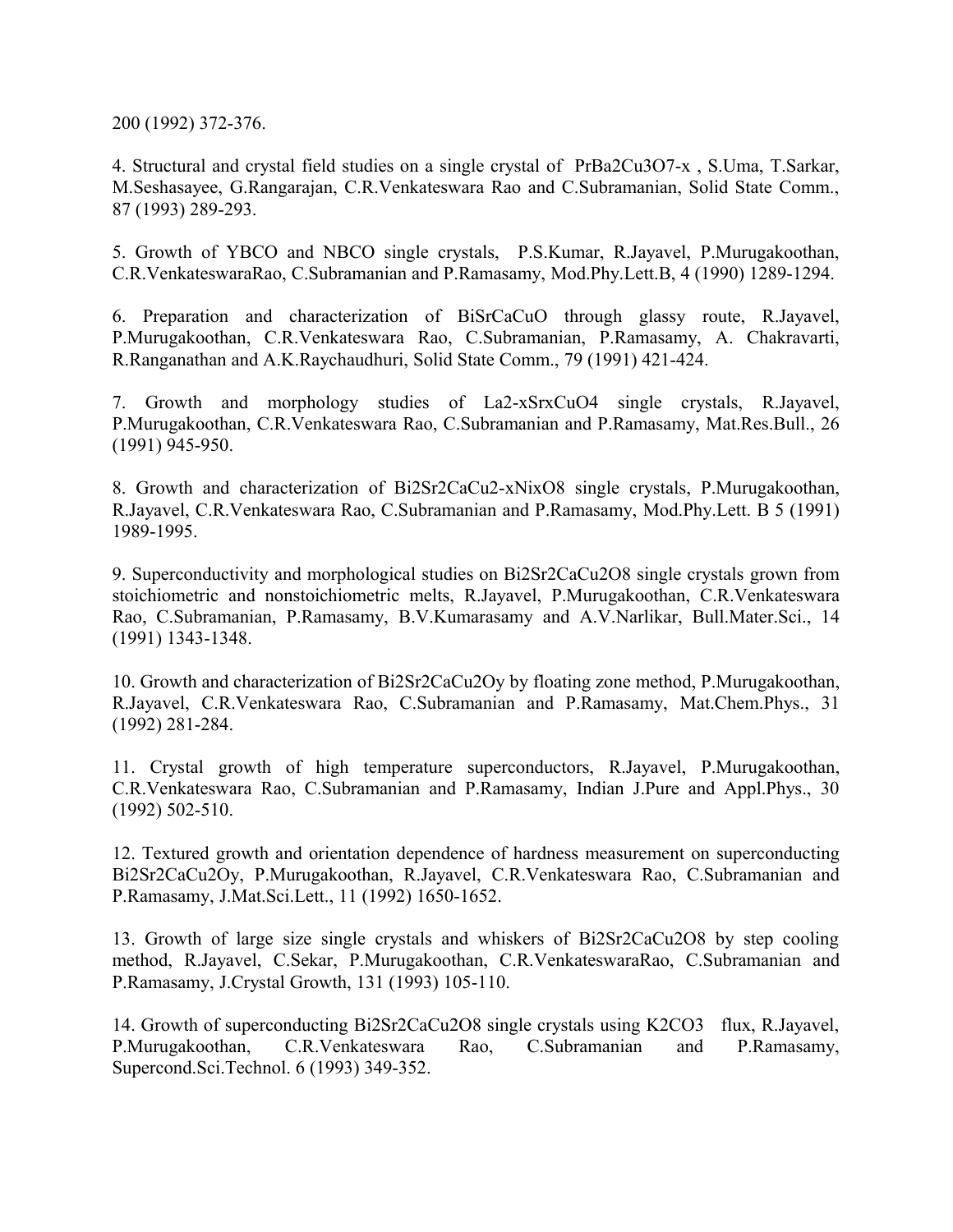200 (1992) 372-376.

4. Structural and crystal field studies on a single crystal of $PrBa_2Cu_3O_{7-x}$ , S.Uma, T.Sarkar, M.Seshasayee, G.Rangarajan, C.R.Venkateswara Rao and C.Subramanian, Solid State Comm., 87 (1993) 289-293.

5. Growth of YBCO and NBCO single crystals, P.S.Kumar, R.Jayavel, P.Murugakoothan, C.R.VenkateswaraRao, C.Subramanian and P.Ramasamy, Mod.Phy.Lett.B, 4 (1990) 1289-1294.

6. Preparation and characterization of BiSrCaCuO through glassy route, R.Jayavel, P.Murugakoothan, C.R.Venkateswara Rao, C.Subramanian, P.Ramasamy, A. Chakravarti, R.Ranganathan and A.K.Raychaudhuri, Solid State Comm., 79 (1991) 421-424.

7. Growth and morphology studies of $La_{2-x}Sr_xCuO_4$ single crystals, R.Jayavel, P.Murugakoothan, C.R.Venkateswara Rao, C.Subramanian and P.Ramasamy, Mat.Res.Bull., 26 (1991) 945-950.

8. Growth and characterization of $Bi_2Sr_2CaCu_{2-x}Ni_xO_8$ single crystals, P.Murugakoothan, R.Jayavel, C.R.Venkateswara Rao, C.Subramanian and P.Ramasamy, Mod.Phy.Lett. B 5 (1991) 1989-1995.

9. Superconductivity and morphological studies on $Bi_2Sr_2CaCu_2O_8$ single crystals grown from stoichiometric and nonstoichiometric melts, R.Jayavel, P.Murugakoothan, C.R.Venkateswara Rao, C.Subramanian, P.Ramasamy, B.V.Kumarasamy and A.V.Narlikar, Bull.Mater.Sci., 14 (1991) 1343-1348.

10. Growth and characterization of $Bi_2Sr_2CaCu_2O_y$ by floating zone method, P.Murugakoothan, R.Jayavel, C.R.Venkateswara Rao, C.Subramanian and P.Ramasamy, Mat.Chem.Phys., 31 (1992) 281-284.

11. Crystal growth of high temperature superconductors, R.Jayavel, P.Murugakoothan, C.R.Venkateswara Rao, C.Subramanian and P.Ramasamy, Indian J.Pure and Appl.Phys., 30 (1992) 502-510.

12. Textured growth and orientation dependence of hardness measurement on superconducting $Bi_2Sr_2CaCu_2O_y$, P.Murugakoothan, R.Jayavel, C.R.Venkateswara Rao, C.Subramanian and P.Ramasamy, J.Mat.Sci.Lett., 11 (1992) 1650-1652.

13. Growth of large size single crystals and whiskers of $Bi_2Sr_2CaCu_2O_8$ by step cooling method, R.Jayavel, C.Sekar, P.Murugakoothan, C.R.VenkateswaraRao, C.Subramanian and P.Ramasamy, J.Crystal Growth, 131 (1993) 105-110.

14. Growth of superconducting $Bi_2Sr_2CaCu_2O_8$ single crystals using $K_2CO_3$ flux, R.Jayavel, P.Murugakoothan, C.R.Venkateswara Rao, C.Subramanian and P.Ramasamy, Supercond.Sci.Technol. 6 (1993) 349-352.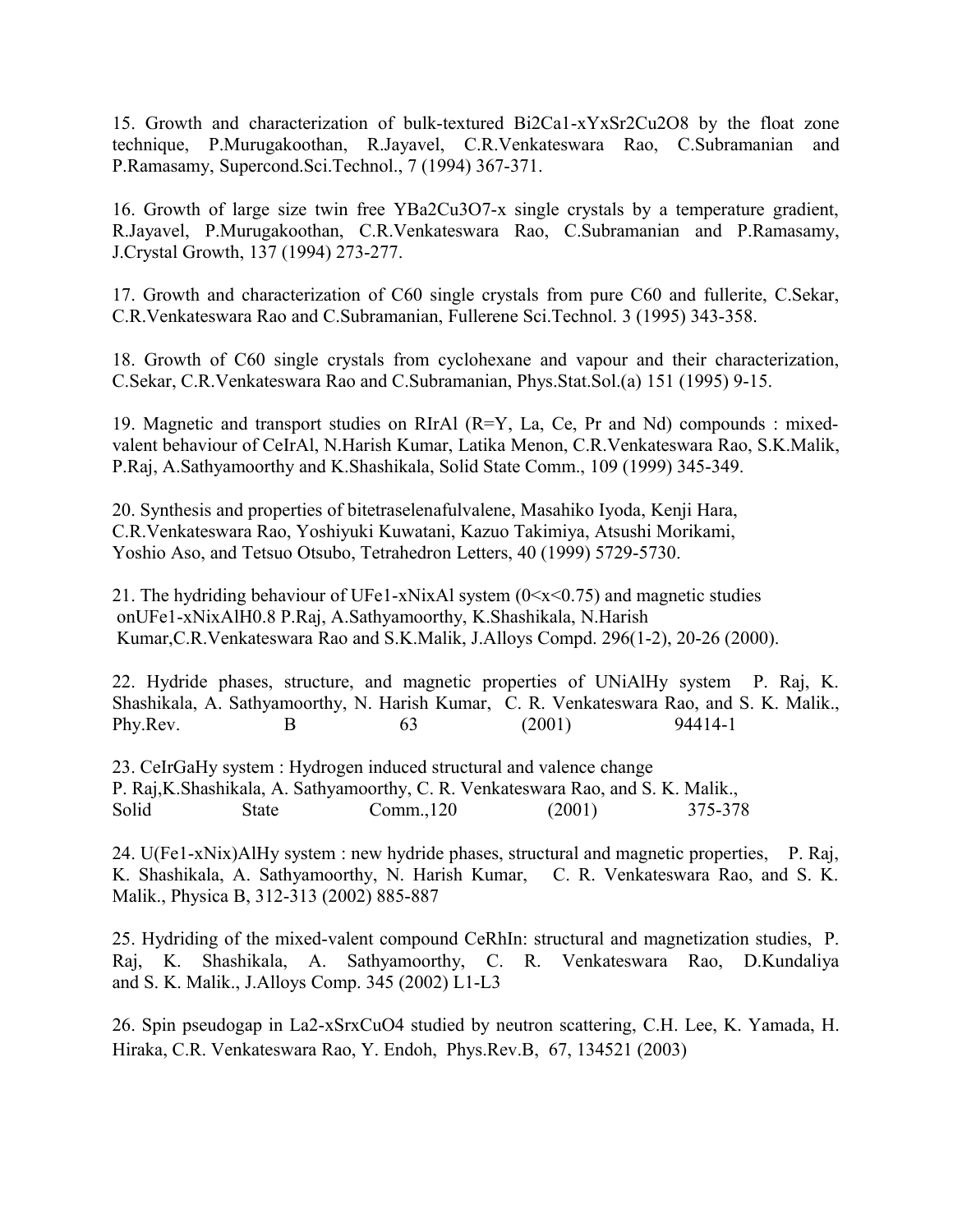15. Growth and characterization of bulk-textured $Bi_2Ca_{1-x}Y_xSr_2Cu_2O_8$ by the float zone technique, P.Murugakoothan, R.Jayavel, C.R.Venkateswara Rao, C.Subramanian and P.Ramasamy, Supercond.Sci.Technol., 7 (1994) 367-371.

16. Growth of large size twin free $YBa_2Cu_3O_{7-x}$ single crystals by a temperature gradient, R.Jayavel, P.Murugakoothan, C.R.Venkateswara Rao, C.Subramanian and P.Ramasamy, J.Crystal Growth, 137 (1994) 273-277.

17. Growth and characterization of $C_{60}$ single crystals from pure $C_{60}$ and fullerite, C.Sekar, C.R.Venkateswara Rao and C.Subramanian, Fullerene Sci.Technol. 3 (1995) 343-358.

18. Growth of $C_{60}$ single crystals from cyclohexane and vapour and their characterization, C.Sekar, C.R.Venkateswara Rao and C.Subramanian, Phys.Stat.Sol.(a) 151 (1995) 9-15.

19. Magnetic and transport studies on RIrAl (R=Y, La, Ce, Pr and Nd) compounds : mixed-valent behaviour of CeIrAl, N.Harish Kumar, Latika Menon, C.R.Venkateswara Rao, S.K.Malik, P.Raj, A.Sathyamoorthy and K.Shashikala, Solid State Comm., 109 (1999) 345-349.

20. Synthesis and properties of bitetraselenafulvalene, Masahiko Iyoda, Kenji Hara, C.R.Venkateswara Rao, Yoshiyuki Kuwatani, Kazuo Takimiya, Atsushi Morikami, Yoshio Aso, and Tetsuo Otsubo, Tetrahedron Letters, 40 (1999) 5729-5730.

21. The hydriding behaviour of $UFe_{1-x}Ni_xAl$ system ($0<x<0.75$) and magnetic studies on $UFe_{1-x}Ni_xAlH_{0.8}$ P.Raj, A.Sathyamoorthy, K.Shashikala, N.Harish Kumar, C.R.Venkateswara Rao and S.K.Malik, J.Alloys Compd. 296(1-2), 20-26 (2000).

22. Hydride phases, structure, and magnetic properties of $UNiAlH_y$ system P. Raj, K. Shashikala, A. Sathyamoorthy, N. Harish Kumar, C. R. Venkateswara Rao, and S. K. Malik., Phy.Rev. B 63 (2001) 94414-1

23. $CeIrGaH_y$ system : Hydrogen induced structural and valence change P. Raj,K.Shashikala, A. Sathyamoorthy, C. R. Venkateswara Rao, and S. K. Malik., Solid State Comm.,120 (2001) 375-378

24. $U(Fe_{1-x}Ni_x)AlH_y$ system : new hydride phases, structural and magnetic properties, P. Raj, K. Shashikala, A. Sathyamoorthy, N. Harish Kumar, C. R. Venkateswara Rao, and S. K. Malik., Physica B, 312-313 (2002) 885-887

25. Hydriding of the mixed-valent compound CeRhIn: structural and magnetization studies, P. Raj, K. Shashikala, A. Sathyamoorthy, C. R. Venkateswara Rao, D.Kundaliya and S. K. Malik., J.Alloys Comp. 345 (2002) L1-L3

26. Spin pseudogap in $La_{2-x}Sr_xCuO_4$ studied by neutron scattering, C.H. Lee, K. Yamada, H. Hiraka, C.R. Venkateswara Rao, Y. Endoh, Phys.Rev.B, 67, 134521 (2003)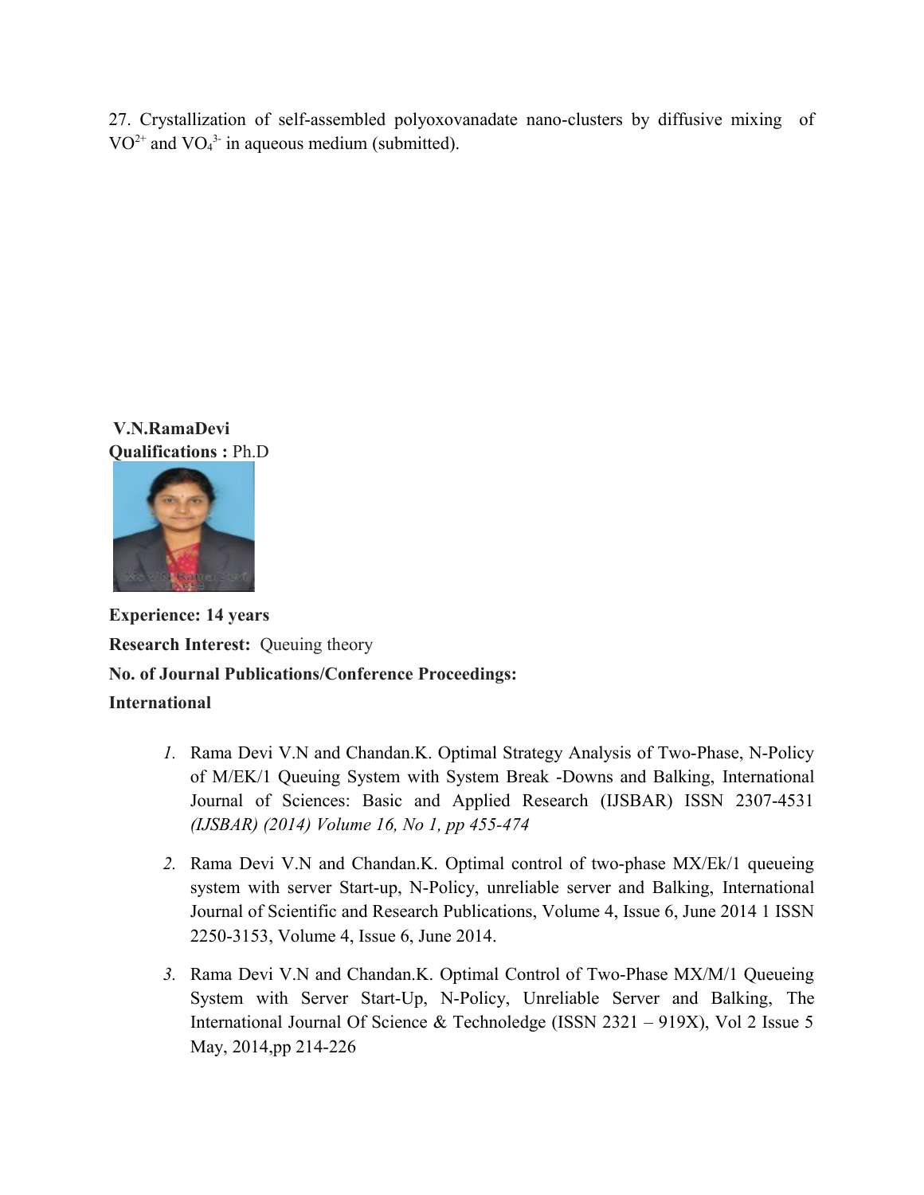27. Crystallization of self-assembled polyoxovanadate nano-clusters by diffusive mixing of $VO^{2+}$ and $VO_4^{3-}$ in aqueous medium (submitted).

**V.N.RamaDevi**
**Qualifications :** Ph.D

**Experience: 14 years**

**Research Interest:** Queuing theory

**No. of Journal Publications/Conference Proceedings:**

**International**

1. Rama Devi V.N and Chandan.K. Optimal Strategy Analysis of Two-Phase, N-Policy of M/EK/1 Queuing System with System Break -Downs and Balking, International Journal of Sciences: Basic and Applied Research (IJSBAR) ISSN 2307-4531 *(IJSBAR) (2014) Volume 16, No 1, pp 455-474*

2. Rama Devi V.N and Chandan.K. Optimal control of two-phase MX/Ek/1 queueing system with server Start-up, N-Policy, unreliable server and Balking, International Journal of Scientific and Research Publications, Volume 4, Issue 6, June 2014 1 ISSN 2250-3153, Volume 4, Issue 6, June 2014.

3. Rama Devi V.N and Chandan.K. Optimal Control of Two-Phase MX/M/1 Queueing System with Server Start-Up, N-Policy, Unreliable Server and Balking, The International Journal Of Science & Technoledge (ISSN 2321 – 919X), Vol 2 Issue 5 May, 2014,pp 214-226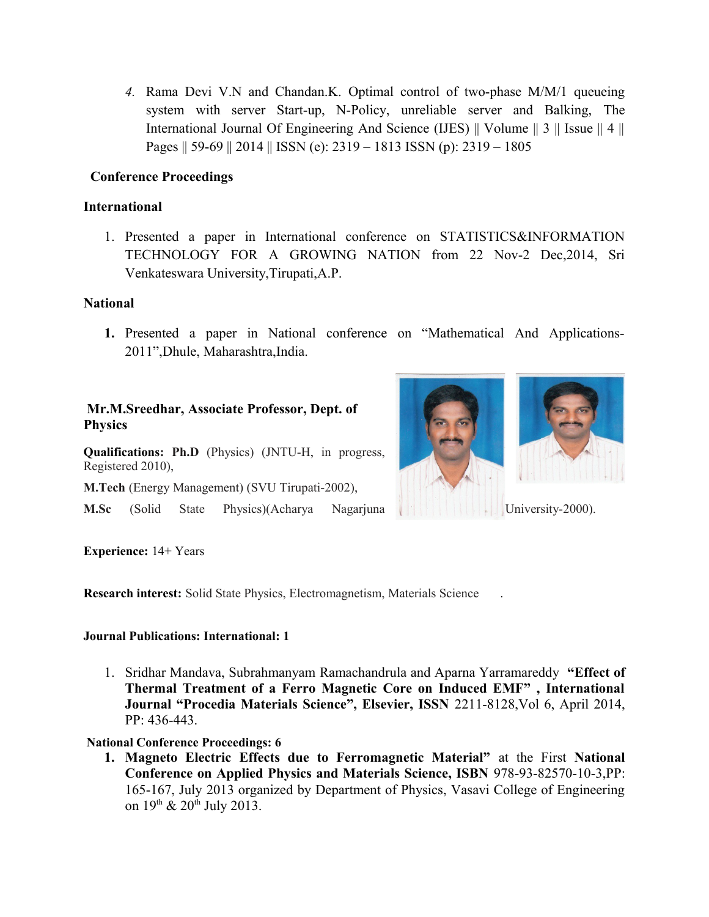4. Rama Devi V.N and Chandan.K. Optimal control of two-phase M/M/1 queueing system with server Start-up, N-Policy, unreliable server and Balking, The International Journal Of Engineering And Science (IJES) || Volume || 3 || Issue || 4 || Pages || 59-69 || 2014 || ISSN (e): 2319 – 1813 ISSN (p): 2319 – 1805

**Conference Proceedings**

**International**

1. Presented a paper in International conference on STATISTICS&INFORMATION TECHNOLOGY FOR A GROWING NATION from 22 Nov-2 Dec,2014, Sri Venkateswara University,Tirupati,A.P.

**National**

1. Presented a paper in National conference on "Mathematical And Applications-2011",Dhule, Maharashtra,India.

**Mr.M.Sreedhar, Associate Professor, Dept. of Physics**

**Qualifications: Ph.D** (Physics) (JNTU-H, in progress, Registered 2010),

**M.Tech** (Energy Management) (SVU Tirupati-2002),

**M.Sc** (Solid State Physics)(Acharya Nagarjuna University-2000).

**Experience:** 14+ Years

**Research interest:** Solid State Physics, Electromagnetism, Materials Science .

**Journal Publications: International: 1**

1. Sridhar Mandava, Subrahmanyam Ramachandrula and Aparna Yarramareddy **"Effect of Thermal Treatment of a Ferro Magnetic Core on Induced EMF" , International Journal "Procedia Materials Science", Elsevier, ISSN** 2211-8128,Vol 6, April 2014, PP: 436-443.

**National Conference Proceedings: 6**

1. **Magneto Electric Effects due to Ferromagnetic Material"** at the First **National Conference on Applied Physics and Materials Science, ISBN** 978-93-82570-10-3,PP: 165-167, July 2013 organized by Department of Physics, Vasavi College of Engineering on 19th & 20th July 2013.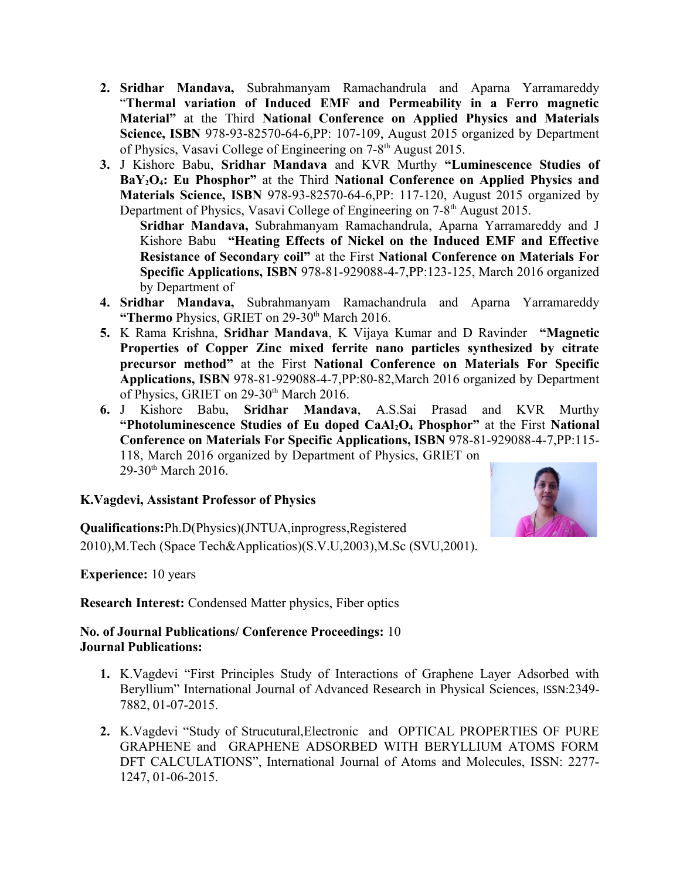2. **Sridhar Mandava,** Subrahmanyam Ramachandrula and Aparna Yarramareddy "**Thermal variation of Induced EMF and Permeability in a Ferro magnetic Material"** at the Third **National Conference on Applied Physics and Materials Science, ISBN** 978-93-82570-64-6,PP: 107-109, August 2015 organized by Department of Physics, Vasavi College of Engineering on 7-8th August 2015.
3. J Kishore Babu, **Sridhar Mandava** and KVR Murthy **"Luminescence Studies of $BaY_2O_4$: Eu Phosphor"** at the Third **National Conference on Applied Physics and Materials Science, ISBN** 978-93-82570-64-6,PP: 117-120, August 2015 organized by Department of Physics, Vasavi College of Engineering on 7-8th August 2015.

   **Sridhar Mandava,** Subrahmanyam Ramachandrula, Aparna Yarramareddy and J Kishore Babu **"Heating Effects of Nickel on the Induced EMF and Effective Resistance of Secondary coil"** at the First **National Conference on Materials For Specific Applications, ISBN** 978-81-929088-4-7,PP:123-125, March 2016 organized by Department of
4. **Sridhar Mandava,** Subrahmanyam Ramachandrula and Aparna Yarramareddy **"Thermo** Physics, GRIET on 29-30th March 2016.
5. K Rama Krishna, **Sridhar Mandava**, K Vijaya Kumar and D Ravinder **"Magnetic Properties of Copper Zinc mixed ferrite nano particles synthesized by citrate precursor method"** at the First **National Conference on Materials For Specific Applications, ISBN** 978-81-929088-4-7,PP:80-82,March 2016 organized by Department of Physics, GRIET on 29-30th March 2016.
6. J Kishore Babu, **Sridhar Mandava**, A.S.Sai Prasad and KVR Murthy **"Photoluminescence Studies of Eu doped $CaAl_2O_4$ Phosphor"** at the First **National Conference on Materials For Specific Applications, ISBN** 978-81-929088-4-7,PP:115-118, March 2016 organized by Department of Physics, GRIET on 29-30th March 2016.

**K.Vagdevi, Assistant Professor of Physics**

**Qualifications:**Ph.D(Physics)(JNTUA,inprogress,Registered 2010),M.Tech (Space Tech&Applicatios)(S.V.U,2003),M.Sc (SVU,2001).

**Experience:** 10 years

**Research Interest:** Condensed Matter physics, Fiber optics

**No. of Journal Publications/ Conference Proceedings:** 10
**Journal Publications:**

1. K.Vagdevi "First Principles Study of Interactions of Graphene Layer Adsorbed with Beryllium" International Journal of Advanced Research in Physical Sciences, ISSN:2349-7882, 01-07-2015.

2. K.Vagdevi "Study of Strucutural,Electronic and OPTICAL PROPERTIES OF PURE GRAPHENE and GRAPHENE ADSORBED WITH BERYLLIUM ATOMS FORM DFT CALCULATIONS", International Journal of Atoms and Molecules, ISSN: 2277-1247, 01-06-2015.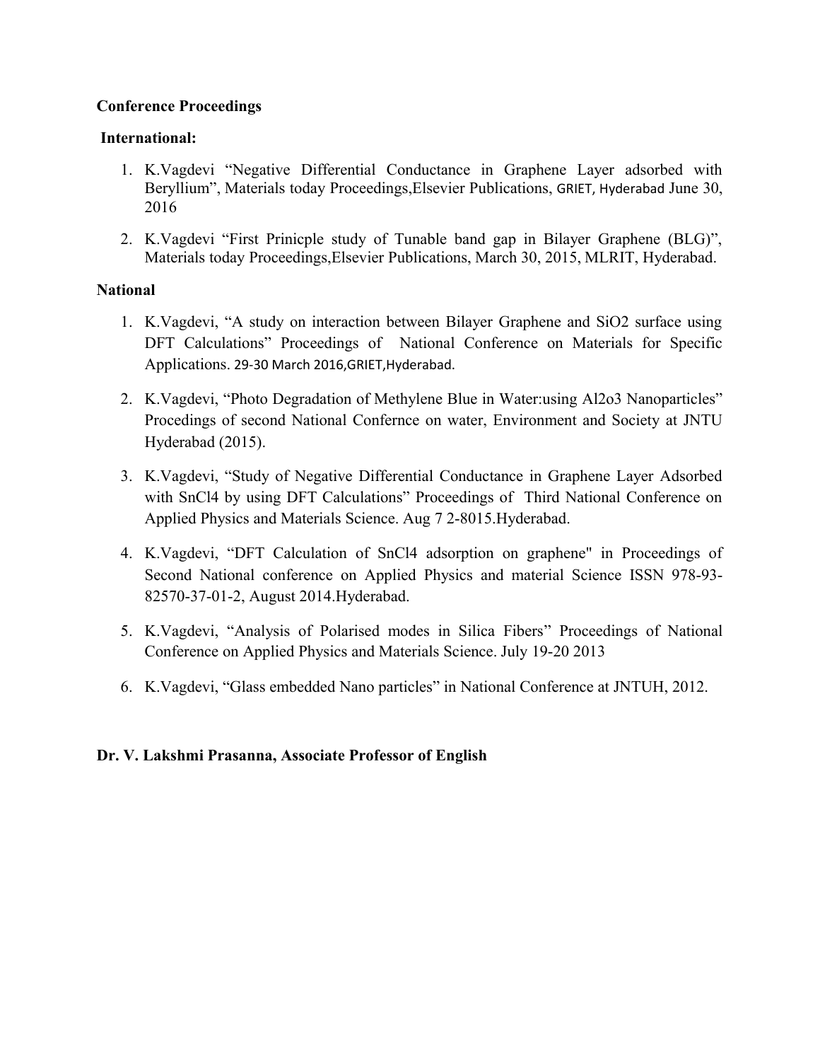**Conference Proceedings**

**International:**

1. K.Vagdevi "Negative Differential Conductance in Graphene Layer adsorbed with Beryllium", Materials today Proceedings,Elsevier Publications, GRIET, Hyderabad June 30, 2016
2. K.Vagdevi "First Prinicple study of Tunable band gap in Bilayer Graphene (BLG)", Materials today Proceedings,Elsevier Publications, March 30, 2015, MLRIT, Hyderabad.

**National**

1. K.Vagdevi, "A study on interaction between Bilayer Graphene and SiO2 surface using DFT Calculations" Proceedings of National Conference on Materials for Specific Applications. 29-30 March 2016,GRIET,Hyderabad.
2. K.Vagdevi, "Photo Degradation of Methylene Blue in Water:using Al2o3 Nanoparticles" Procedings of second National Confernce on water, Environment and Society at JNTU Hyderabad (2015).
3. K.Vagdevi, "Study of Negative Differential Conductance in Graphene Layer Adsorbed with SnCl4 by using DFT Calculations" Proceedings of Third National Conference on Applied Physics and Materials Science. Aug 7 2-8015.Hyderabad.
4. K.Vagdevi, "DFT Calculation of SnCl4 adsorption on graphene" in Proceedings of Second National conference on Applied Physics and material Science ISSN 978-93-82570-37-01-2, August 2014.Hyderabad.
5. K.Vagdevi, "Analysis of Polarised modes in Silica Fibers" Proceedings of National Conference on Applied Physics and Materials Science. July 19-20 2013
6. K.Vagdevi, "Glass embedded Nano particles" in National Conference at JNTUH, 2012.

**Dr. V. Lakshmi Prasanna, Associate Professor of English**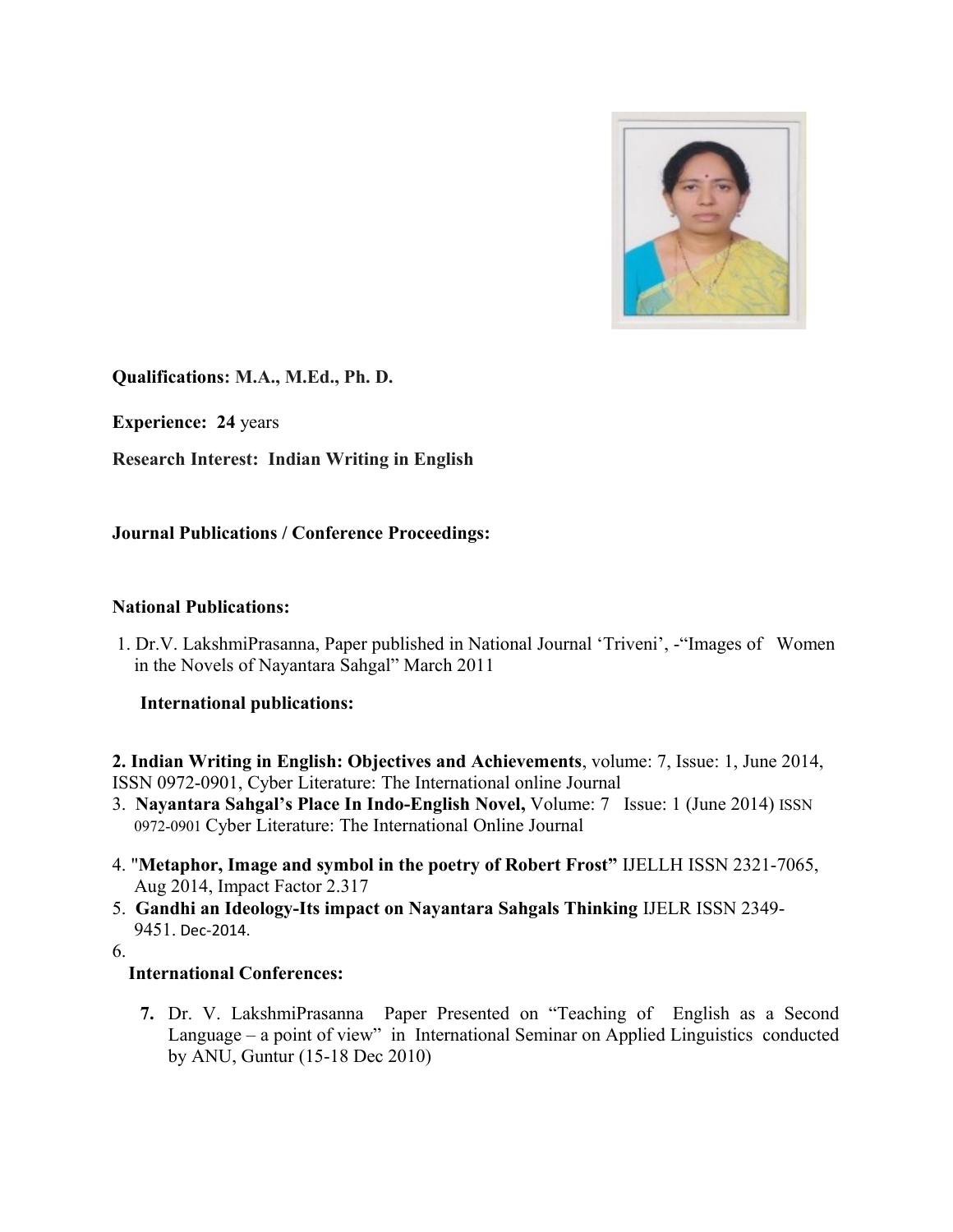**Qualifications: M.A., M.Ed., Ph. D.**

**Experience: 24** years

**Research Interest: Indian Writing in English**

**Journal Publications / Conference Proceedings:**

**National Publications:**

1. Dr.V. LakshmiPrasanna, Paper published in National Journal 'Triveni', -"Images of Women in the Novels of Nayantara Sahgal" March 2011

**International publications:**

2. **Indian Writing in English: Objectives and Achievements**, volume: 7, Issue: 1, June 2014, ISSN 0972-0901, Cyber Literature: The International online Journal
3. **Nayantara Sahgal's Place In Indo-English Novel,** Volume: 7 Issue: 1 (June 2014) ISSN 0972-0901 Cyber Literature: The International Online Journal
4. "**Metaphor, Image and symbol in the poetry of Robert Frost"** IJELLH ISSN 2321-7065, Aug 2014, Impact Factor 2.317
5. **Gandhi an Ideology-Its impact on Nayantara Sahgals Thinking** IJELR ISSN 2349-9451. Dec-2014.
6.

**International Conferences:**

7. Dr. V. LakshmiPrasanna Paper Presented on "Teaching of English as a Second Language – a point of view" in International Seminar on Applied Linguistics conducted by ANU, Guntur (15-18 Dec 2010)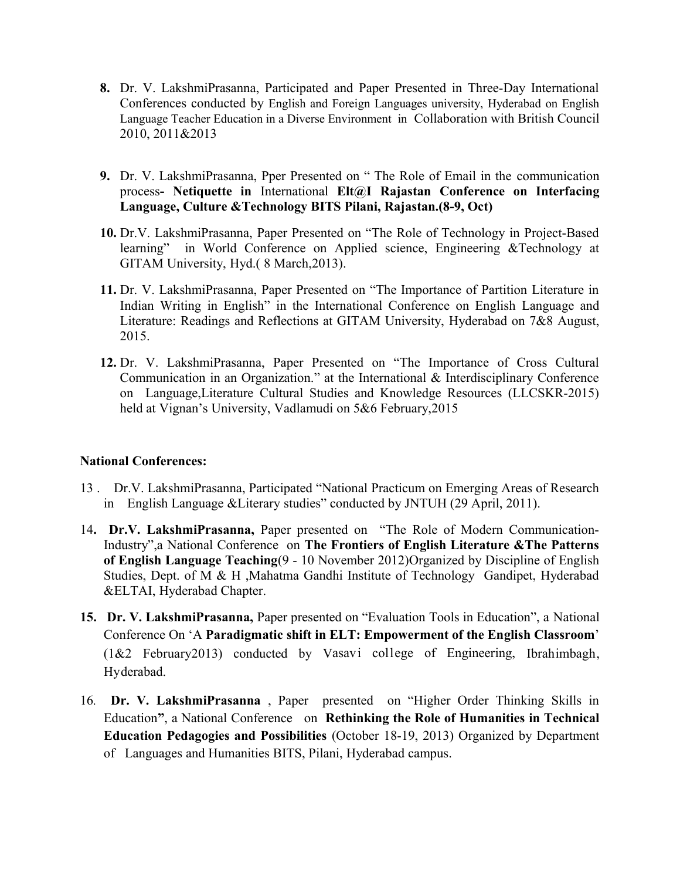8. Dr. V. LakshmiPrasanna, Participated and Paper Presented in Three-Day International Conferences conducted by English and Foreign Languages university, Hyderabad on English Language Teacher Education in a Diverse Environment in Collaboration with British Council 2010, 2011&2013

9. Dr. V. LakshmiPrasanna, Pper Presented on " The Role of Email in the communication process**- Netiquette in** International **Elt@I Rajastan Conference on Interfacing Language, Culture &Technology BITS Pilani, Rajastan.(8-9, Oct)**

10. Dr.V. LakshmiPrasanna, Paper Presented on "The Role of Technology in Project-Based learning" in World Conference on Applied science, Engineering &Technology at GITAM University, Hyd.( 8 March,2013).

11. Dr. V. LakshmiPrasanna, Paper Presented on "The Importance of Partition Literature in Indian Writing in English" in the International Conference on English Language and Literature: Readings and Reflections at GITAM University, Hyderabad on 7&8 August, 2015.

12. Dr. V. LakshmiPrasanna, Paper Presented on "The Importance of Cross Cultural Communication in an Organization." at the International & Interdisciplinary Conference on Language,Literature Cultural Studies and Knowledge Resources (LLCSKR-2015) held at Vignan's University, Vadlamudi on 5&6 February,2015

**National Conferences:**

13. Dr.V. LakshmiPrasanna, Participated "National Practicum on Emerging Areas of Research in English Language &Literary studies" conducted by JNTUH (29 April, 2011).

14. **Dr.V. LakshmiPrasanna,** Paper presented on "The Role of Modern Communication-Industry",a National Conference on **The Frontiers of English Literature &The Patterns of English Language Teaching**(9 - 10 November 2012)Organized by Discipline of English Studies, Dept. of M & H ,Mahatma Gandhi Institute of Technology Gandipet, Hyderabad &ELTAI, Hyderabad Chapter.

15. **Dr. V. LakshmiPrasanna,** Paper presented on "Evaluation Tools in Education", a National Conference On 'A **Paradigmatic shift in ELT: Empowerment of the English Classroom**' (1&2 February2013) conducted by Vasavi college of Engineering, Ibrahimbagh, Hyderabad.

16. **Dr. V. LakshmiPrasanna** , Paper presented on "Higher Order Thinking Skills in Education**"**, a National Conference on **Rethinking the Role of Humanities in Technical Education Pedagogies and Possibilities** (October 18-19, 2013) Organized by Department of Languages and Humanities BITS, Pilani, Hyderabad campus.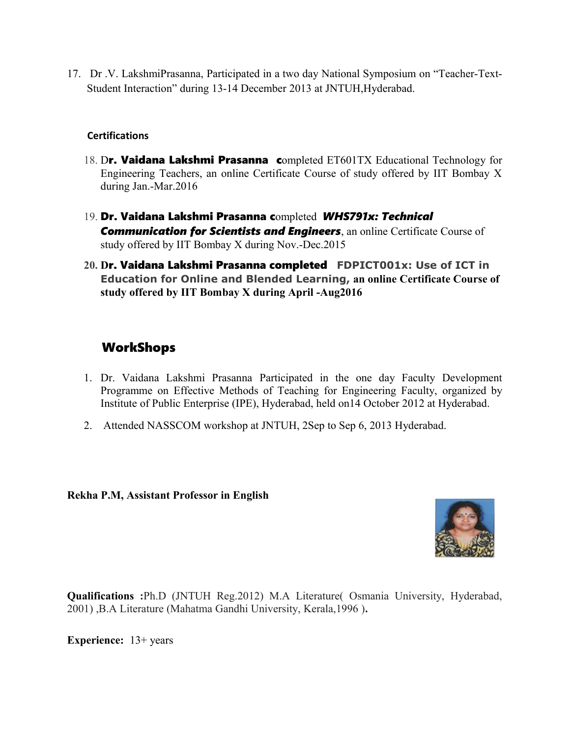17. Dr .V. LakshmiPrasanna, Participated in a two day National Symposium on "Teacher-Text-Student Interaction" during 13-14 December 2013 at JNTUH,Hyderabad.

**Certifications**

18. D**r. Vaidana Lakshmi Prasanna c**ompleted ET601TX Educational Technology for Engineering Teachers, an online Certificate Course of study offered by IIT Bombay X during Jan.-Mar.2016

19. **Dr. Vaidana Lakshmi Prasanna c**ompleted ***WHS791x: Technical Communication for Scientists and Engineers***, an online Certificate Course of study offered by IIT Bombay X during Nov.-Dec.2015

20. **Dr. Vaidana Lakshmi Prasanna completed FDPICT001x: Use of ICT in Education for Online and Blended Learning, an online Certificate Course of study offered by IIT Bombay X during April -Aug2016**

## WorkShops

1. Dr. Vaidana Lakshmi Prasanna Participated in the one day Faculty Development Programme on Effective Methods of Teaching for Engineering Faculty, organized by Institute of Public Enterprise (IPE), Hyderabad, held on14 October 2012 at Hyderabad.

2. Attended NASSCOM workshop at JNTUH, 2Sep to Sep 6, 2013 Hyderabad.

**Rekha P.M, Assistant Professor in English**

**Qualifications :**Ph.D (JNTUH Reg.2012) M.A Literature( Osmania University, Hyderabad, 2001) ,B.A Literature (Mahatma Gandhi University, Kerala,1996 )**.**

**Experience:** 13+ years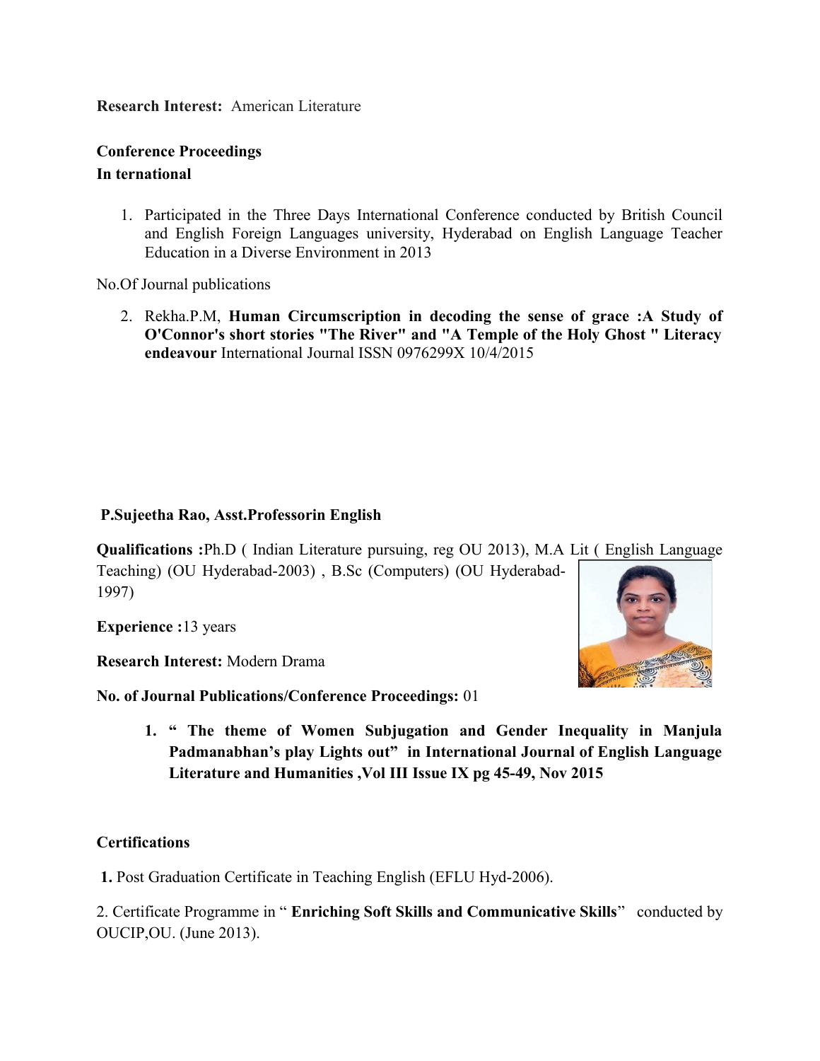**Research Interest:** American Literature

**Conference Proceedings**

**In ternational**

1. Participated in the Three Days International Conference conducted by British Council and English Foreign Languages university, Hyderabad on English Language Teacher Education in a Diverse Environment in 2013

No.Of Journal publications

2. Rekha.P.M, **Human Circumscription in decoding the sense of grace :A Study of O'Connor's short stories "The River" and "A Temple of the Holy Ghost " Literacy endeavour** International Journal ISSN 0976299X 10/4/2015

**P.Sujeetha Rao, Asst.Professorin English**

**Qualifications :**Ph.D ( Indian Literature pursuing, reg OU 2013), M.A Lit ( English Language Teaching) (OU Hyderabad-2003) , B.Sc (Computers) (OU Hyderabad-1997)

**Experience :**13 years

**Research Interest:** Modern Drama

**No. of Journal Publications/Conference Proceedings:** 01

1. **" The theme of Women Subjugation and Gender Inequality in Manjula Padmanabhan's play Lights out" in International Journal of English Language Literature and Humanities ,Vol III Issue IX pg 45-49, Nov 2015**

**Certifications**

**1.** Post Graduation Certificate in Teaching English (EFLU Hyd-2006).

2. Certificate Programme in " **Enriching Soft Skills and Communicative Skills**" conducted by OUCIP,OU. (June 2013).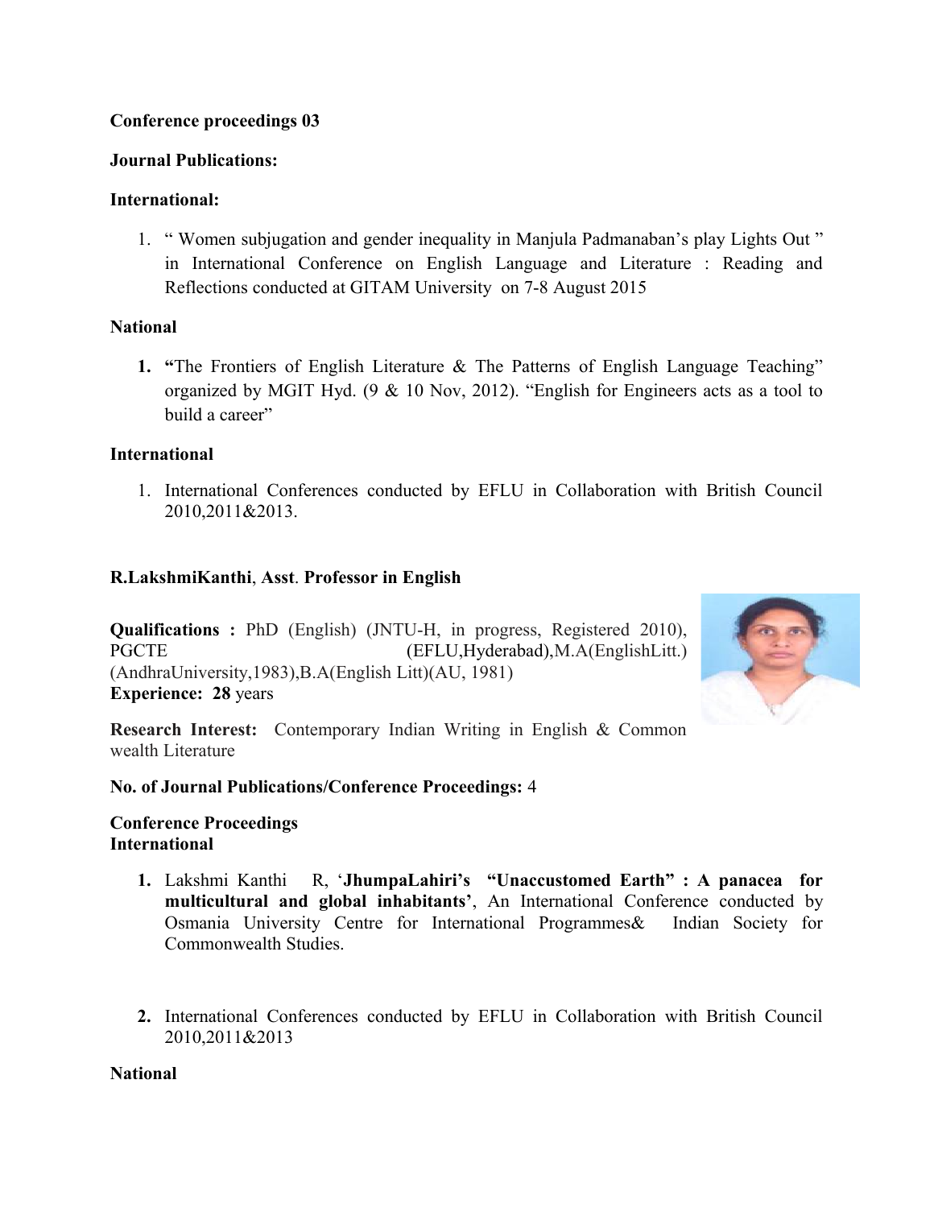**Conference proceedings 03**

**Journal Publications:**

**International:**

1. " Women subjugation and gender inequality in Manjula Padmanaban's play Lights Out " in International Conference on English Language and Literature : Reading and Reflections conducted at GITAM University on 7-8 August 2015

**National**

1. **"**The Frontiers of English Literature & The Patterns of English Language Teaching" organized by MGIT Hyd. (9 & 10 Nov, 2012). "English for Engineers acts as a tool to build a career"

**International**

1. International Conferences conducted by EFLU in Collaboration with British Council 2010,2011&2013.

**R.LakshmiKanthi**, **Asst**. **Professor in English**

**Qualifications :** PhD (English) (JNTU-H, in progress, Registered 2010), PGCTE (EFLU,Hyderabad),M.A(EnglishLitt.)(AndhraUniversity,1983),B.A(English Litt)(AU, 1981)
**Experience: 28** years

**Research Interest:** Contemporary Indian Writing in English & Common wealth Literature

**No. of Journal Publications/Conference Proceedings:** 4

**Conference Proceedings**
**International**

1. Lakshmi Kanthi R, '**JhumpaLahiri's "Unaccustomed Earth" : A panacea for multicultural and global inhabitants'**, An International Conference conducted by Osmania University Centre for International Programmes& Indian Society for Commonwealth Studies.

2. International Conferences conducted by EFLU in Collaboration with British Council 2010,2011&2013

**National**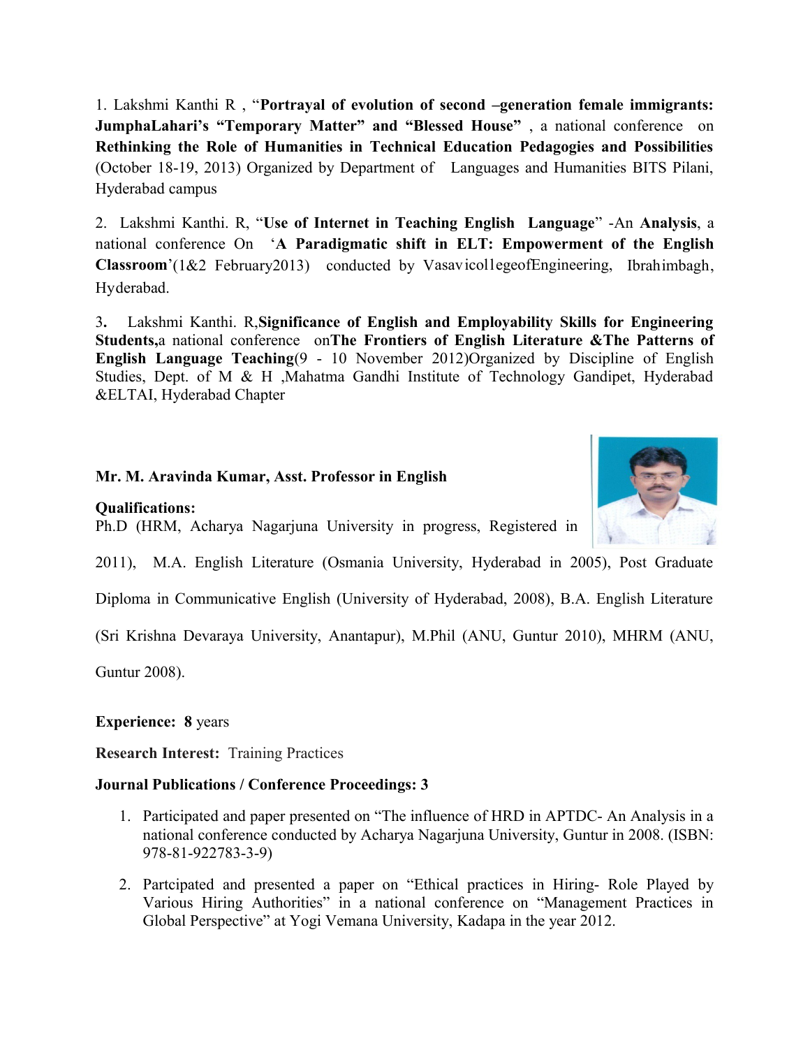1. Lakshmi Kanthi R , "**Portrayal of evolution of second –generation female immigrants: JumphaLahari's "Temporary Matter" and "Blessed House"** , a national conference on **Rethinking the Role of Humanities in Technical Education Pedagogies and Possibilities** (October 18-19, 2013) Organized by Department of Languages and Humanities BITS Pilani, Hyderabad campus

2. Lakshmi Kanthi. R, "**Use of Internet in Teaching English Language**" -An **Analysis**, a national conference On '**A Paradigmatic shift in ELT: Empowerment of the English Classroom**'(1&2 February2013) conducted by Vasavicol1egeofEngineering, Ibrahimbagh, Hyderabad.

3. Lakshmi Kanthi. R,**Significance of English and Employability Skills for Engineering Students,**a national conference on**The Frontiers of English Literature &The Patterns of English Language Teaching**(9 - 10 November 2012)Organized by Discipline of English Studies, Dept. of M & H ,Mahatma Gandhi Institute of Technology Gandipet, Hyderabad &ELTAI, Hyderabad Chapter

**Mr. M. Aravinda Kumar, Asst. Professor in English**

**Qualifications:**
Ph.D (HRM, Acharya Nagarjuna University in progress, Registered in 2011), M.A. English Literature (Osmania University, Hyderabad in 2005), Post Graduate Diploma in Communicative English (University of Hyderabad, 2008), B.A. English Literature (Sri Krishna Devaraya University, Anantapur), M.Phil (ANU, Guntur 2010), MHRM (ANU, Guntur 2008).

**Experience: 8** years

**Research Interest:** Training Practices

**Journal Publications / Conference Proceedings: 3**

1. Participated and paper presented on "The influence of HRD in APTDC- An Analysis in a national conference conducted by Acharya Nagarjuna University, Guntur in 2008. (ISBN: 978-81-922783-3-9)
2. Partcipated and presented a paper on "Ethical practices in Hiring- Role Played by Various Hiring Authorities" in a national conference on "Management Practices in Global Perspective" at Yogi Vemana University, Kadapa in the year 2012.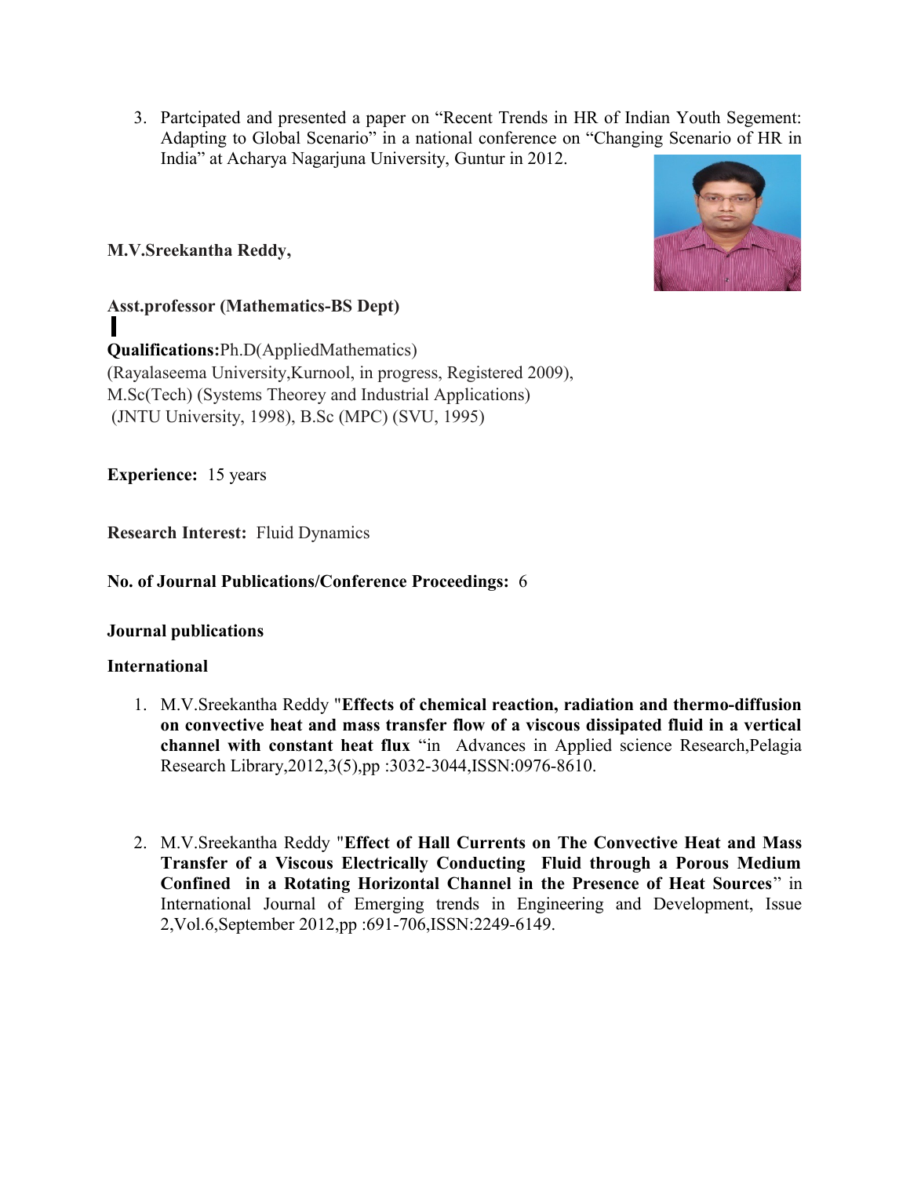3. Partcipated and presented a paper on "Recent Trends in HR of Indian Youth Segement: Adapting to Global Scenario" in a national conference on "Changing Scenario of HR in India" at Acharya Nagarjuna University, Guntur in 2012.

**M.V.Sreekantha Reddy,**

**Asst.professor (Mathematics-BS Dept)**

**Qualifications:**Ph.D(AppliedMathematics)
(Rayalaseema University,Kurnool, in progress, Registered 2009),
M.Sc(Tech) (Systems Theorey and Industrial Applications)
(JNTU University, 1998), B.Sc (MPC) (SVU, 1995)

**Experience:** 15 years

**Research Interest:** Fluid Dynamics

**No. of Journal Publications/Conference Proceedings:** 6

**Journal publications**

**International**

1. M.V.Sreekantha Reddy "**Effects of chemical reaction, radiation and thermo-diffusion on convective heat and mass transfer flow of a viscous dissipated fluid in a vertical channel with constant heat flux** "in Advances in Applied science Research,Pelagia Research Library,2012,3(5),pp :3032-3044,ISSN:0976-8610.

2. M.V.Sreekantha Reddy "**Effect of Hall Currents on The Convective Heat and Mass Transfer of a Viscous Electrically Conducting Fluid through a Porous Medium Confined in a Rotating Horizontal Channel in the Presence of Heat Sources**" in International Journal of Emerging trends in Engineering and Development, Issue 2,Vol.6,September 2012,pp :691-706,ISSN:2249-6149.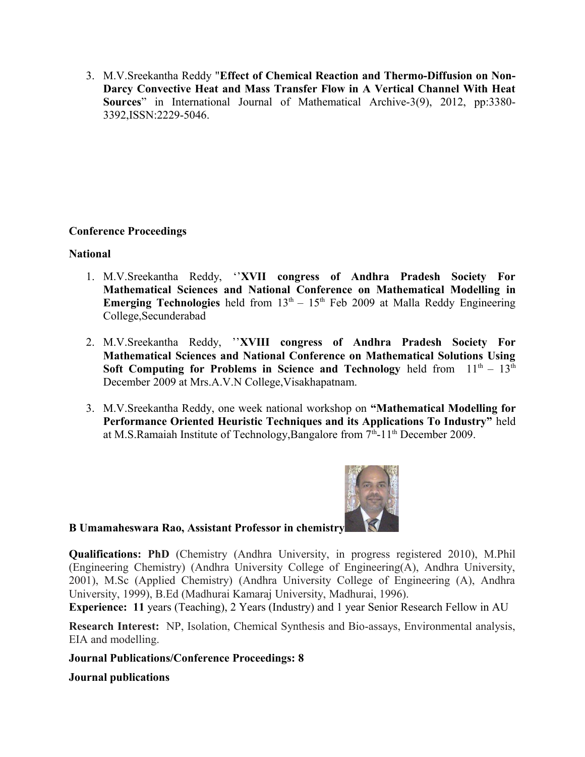3. M.V.Sreekantha Reddy "**Effect of Chemical Reaction and Thermo-Diffusion on Non-Darcy Convective Heat and Mass Transfer Flow in A Vertical Channel With Heat Sources**" in International Journal of Mathematical Archive-3(9), 2012, pp:3380-3392,ISSN:2229-5046.

**Conference Proceedings**

**National**

1. M.V.Sreekantha Reddy, ''**XVII congress of Andhra Pradesh Society For Mathematical Sciences and National Conference on Mathematical Modelling in Emerging Technologies** held from $13^{th}$ – $15^{th}$ Feb 2009 at Malla Reddy Engineering College,Secunderabad

2. M.V.Sreekantha Reddy, ''**XVIII congress of Andhra Pradesh Society For Mathematical Sciences and National Conference on Mathematical Solutions Using Soft Computing for Problems in Science and Technology** held from $11^{th}$ – $13^{th}$ December 2009 at Mrs.A.V.N College,Visakhapatnam.

3. M.V.Sreekantha Reddy, one week national workshop on **"Mathematical Modelling for Performance Oriented Heuristic Techniques and its Applications To Industry"** held at M.S.Ramaiah Institute of Technology,Bangalore from $7^{th}$-$11^{th}$ December 2009.

**B Umamaheswara Rao, Assistant Professor in chemistry**

**Qualifications: PhD** (Chemistry (Andhra University, in progress registered 2010), M.Phil (Engineering Chemistry) (Andhra University College of Engineering(A), Andhra University, 2001), M.Sc (Applied Chemistry) (Andhra University College of Engineering (A), Andhra University, 1999), B.Ed (Madhurai Kamaraj University, Madhurai, 1996).

**Experience: 11** years (Teaching), 2 Years (Industry) and 1 year Senior Research Fellow in AU

**Research Interest:** NP, Isolation, Chemical Synthesis and Bio-assays, Environmental analysis, EIA and modelling.

**Journal Publications/Conference Proceedings: 8**

**Journal publications**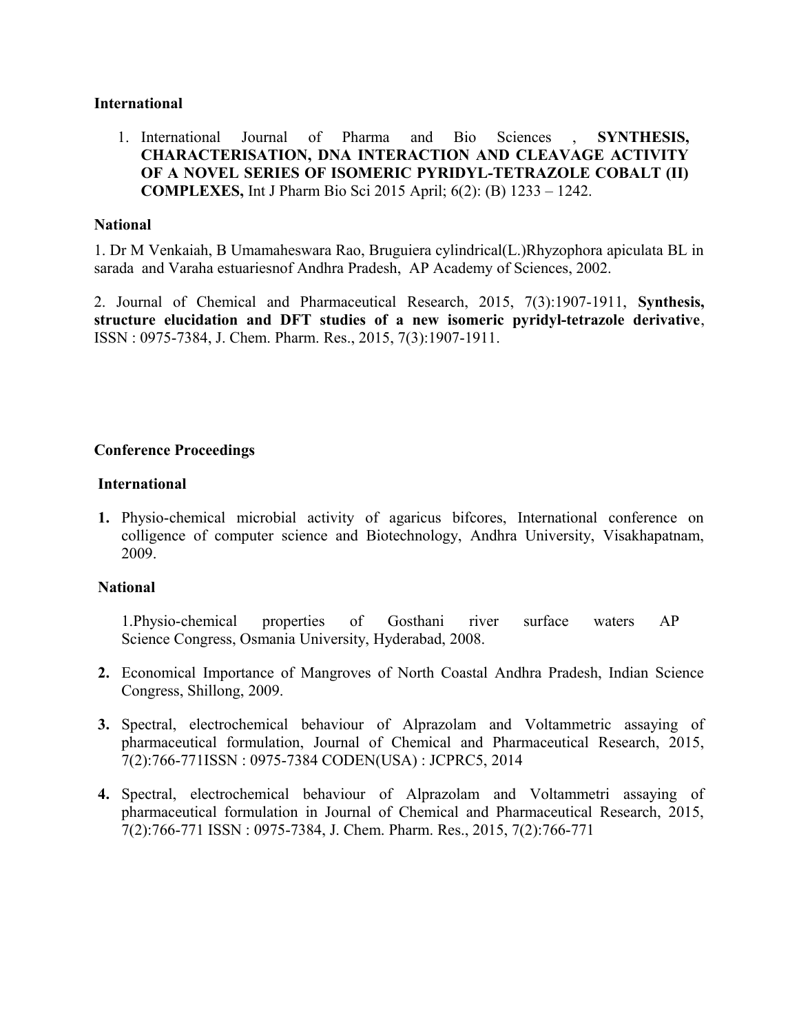**International**

1. International Journal of Pharma and Bio Sciences , **SYNTHESIS, CHARACTERISATION, DNA INTERACTION AND CLEAVAGE ACTIVITY OF A NOVEL SERIES OF ISOMERIC PYRIDYL-TETRAZOLE COBALT (II) COMPLEXES,** Int J Pharm Bio Sci 2015 April; 6(2): (B) 1233 – 1242.

**National**

1. Dr M Venkaiah, B Umamaheswara Rao, Bruguiera cylindrical(L.)Rhyzophora apiculata BL in sarada and Varaha estuariesnof Andhra Pradesh, AP Academy of Sciences, 2002.

2. Journal of Chemical and Pharmaceutical Research, 2015, 7(3):1907-1911, **Synthesis, structure elucidation and DFT studies of a new isomeric pyridyl-tetrazole derivative**, ISSN : 0975-7384, J. Chem. Pharm. Res., 2015, 7(3):1907-1911.

**Conference Proceedings**

**International**

1. Physio-chemical microbial activity of agaricus bifcores, International conference on colligence of computer science and Biotechnology, Andhra University, Visakhapatnam, 2009.

**National**

1. Physio-chemical properties of Gosthani river surface waters AP Science Congress, Osmania University, Hyderabad, 2008.
2. Economical Importance of Mangroves of North Coastal Andhra Pradesh, Indian Science Congress, Shillong, 2009.
3. Spectral, electrochemical behaviour of Alprazolam and Voltammetric assaying of pharmaceutical formulation, Journal of Chemical and Pharmaceutical Research, 2015, 7(2):766-771ISSN : 0975-7384 CODEN(USA) : JCPRC5, 2014
4. Spectral, electrochemical behaviour of Alprazolam and Voltammetri assaying of pharmaceutical formulation in Journal of Chemical and Pharmaceutical Research, 2015, 7(2):766-771 ISSN : 0975-7384, J. Chem. Pharm. Res., 2015, 7(2):766-771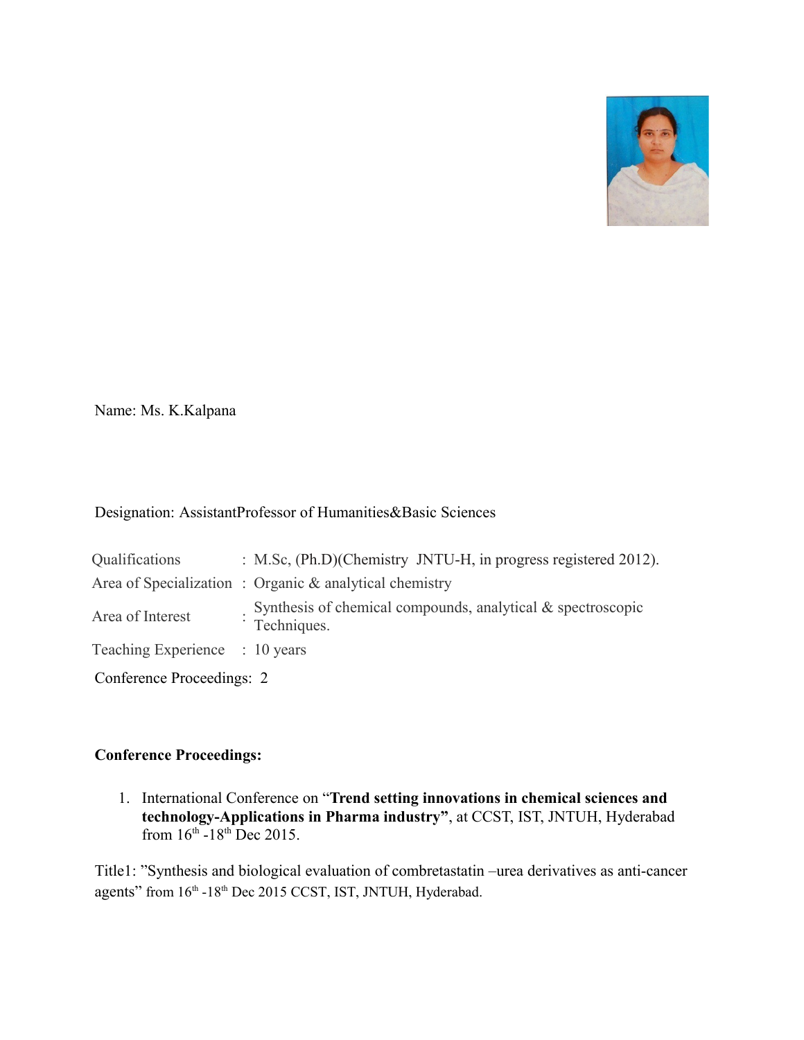Name: Ms. K.Kalpana

Designation: AssistantProfessor of Humanities&Basic Sciences

| Qualifications | : M.Sc, (Ph.D)(Chemistry JNTU-H, in progress registered 2012). |
| --- | --- |
| Area of Specialization | : Organic & analytical chemistry |
| Area of Interest | : Synthesis of chemical compounds, analytical & spectroscopic Techniques. |
| Teaching Experience | : 10 years |

Conference Proceedings: 2

**Conference Proceedings:**

1. International Conference on "**Trend setting innovations in chemical sciences and technology-Applications in Pharma industry"**, at CCST, IST, JNTUH, Hyderabad from 16th -18th Dec 2015.

Title1: "Synthesis and biological evaluation of combretastatin –urea derivatives as anti-cancer agents" from 16th -18th Dec 2015 CCST, IST, JNTUH, Hyderabad.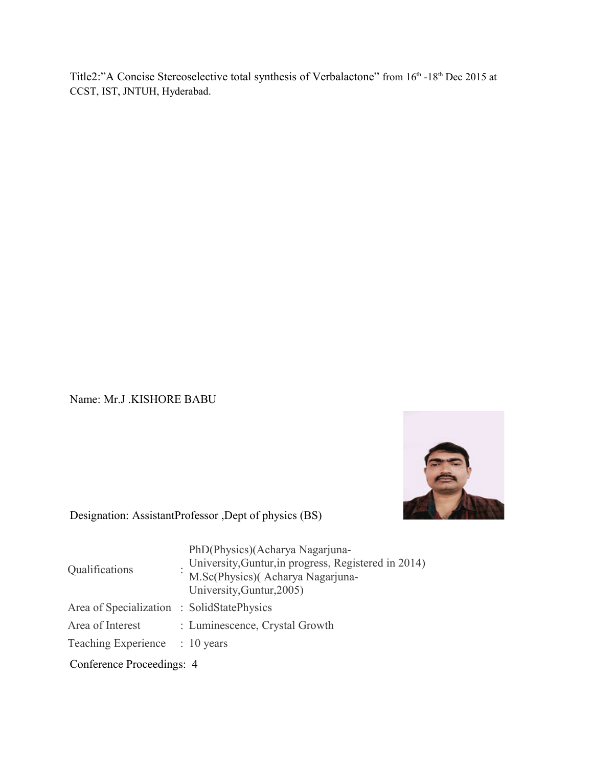Title2:"A Concise Stereoselective total synthesis of Verbalactone" from 16th -18th Dec 2015 at CCST, IST, JNTUH, Hyderabad.

Name: Mr.J .KISHORE BABU

Designation: AssistantProfessor ,Dept of physics (BS)

| | | |
|---|---|---|
| Qualifications | : | PhD(Physics)(Acharya Nagarjuna-University,Guntur,in progress, Registered in 2014) M.Sc(Physics)( Acharya Nagarjuna-University,Guntur,2005) |
| Area of Specialization | : | SolidStatePhysics |
| Area of Interest | : | Luminescence, Crystal Growth |
| Teaching Experience | : | 10 years |

Conference Proceedings: 4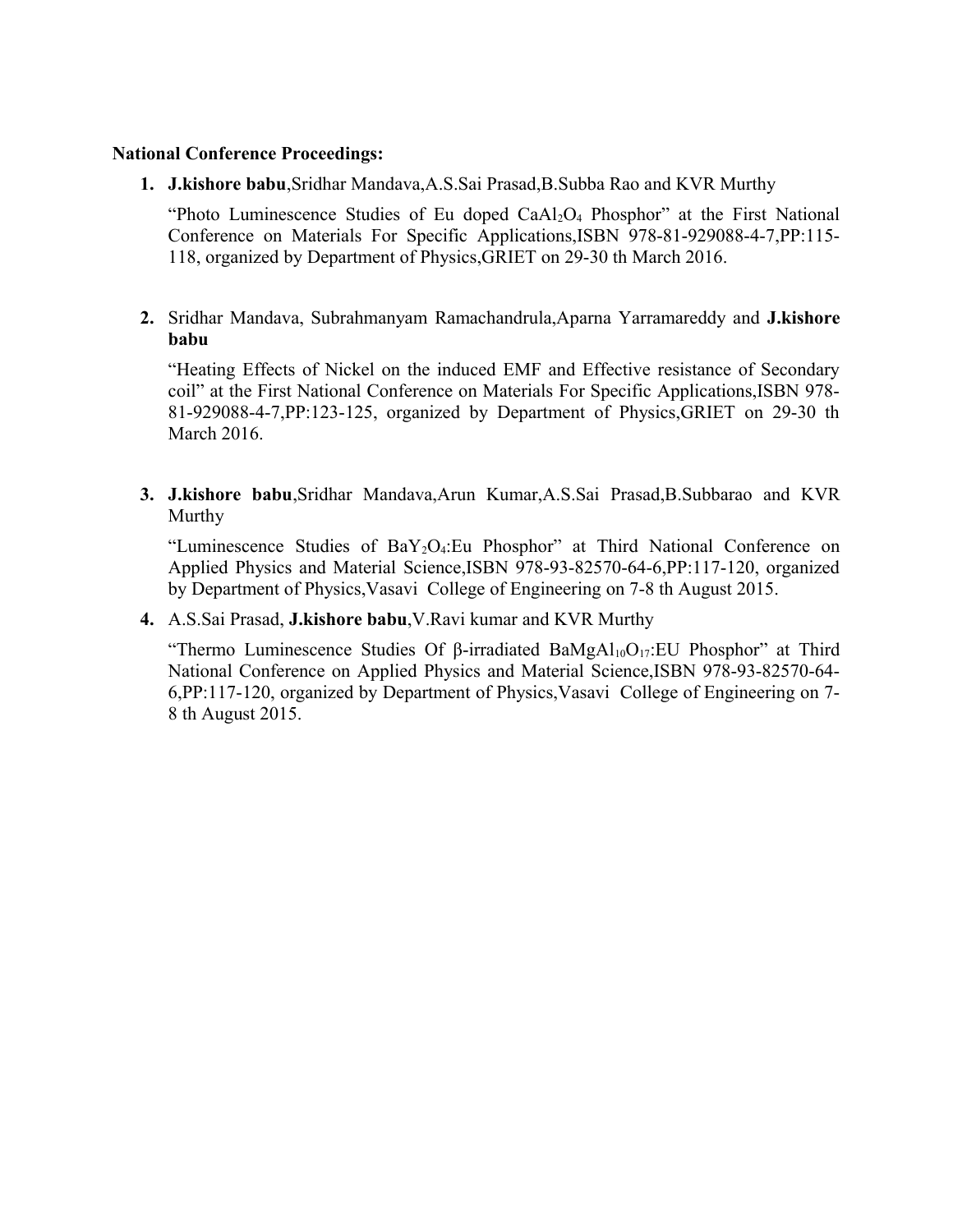**National Conference Proceedings:**

1. **J.kishore babu**,Sridhar Mandava,A.S.Sai Prasad,B.Subba Rao and KVR Murthy

   "Photo Luminescence Studies of Eu doped $CaAl_2O_4$ Phosphor" at the First National Conference on Materials For Specific Applications,ISBN 978-81-929088-4-7,PP:115-118, organized by Department of Physics,GRIET on 29-30 th March 2016.

2. Sridhar Mandava, Subrahmanyam Ramachandrula,Aparna Yarramareddy and **J.kishore babu**

   "Heating Effects of Nickel on the induced EMF and Effective resistance of Secondary coil" at the First National Conference on Materials For Specific Applications,ISBN 978-81-929088-4-7,PP:123-125, organized by Department of Physics,GRIET on 29-30 th March 2016.

3. **J.kishore babu**,Sridhar Mandava,Arun Kumar,A.S.Sai Prasad,B.Subbarao and KVR Murthy

   "Luminescence Studies of $BaY_2O_4$:Eu Phosphor" at Third National Conference on Applied Physics and Material Science,ISBN 978-93-82570-64-6,PP:117-120, organized by Department of Physics,Vasavi College of Engineering on 7-8 th August 2015.

4. A.S.Sai Prasad, **J.kishore babu**,V.Ravi kumar and KVR Murthy

   "Thermo Luminescence Studies Of β-irradiated $BaMgAl_{10}O_{17}$:EU Phosphor" at Third National Conference on Applied Physics and Material Science,ISBN 978-93-82570-64-6,PP:117-120, organized by Department of Physics,Vasavi College of Engineering on 7-8 th August 2015.